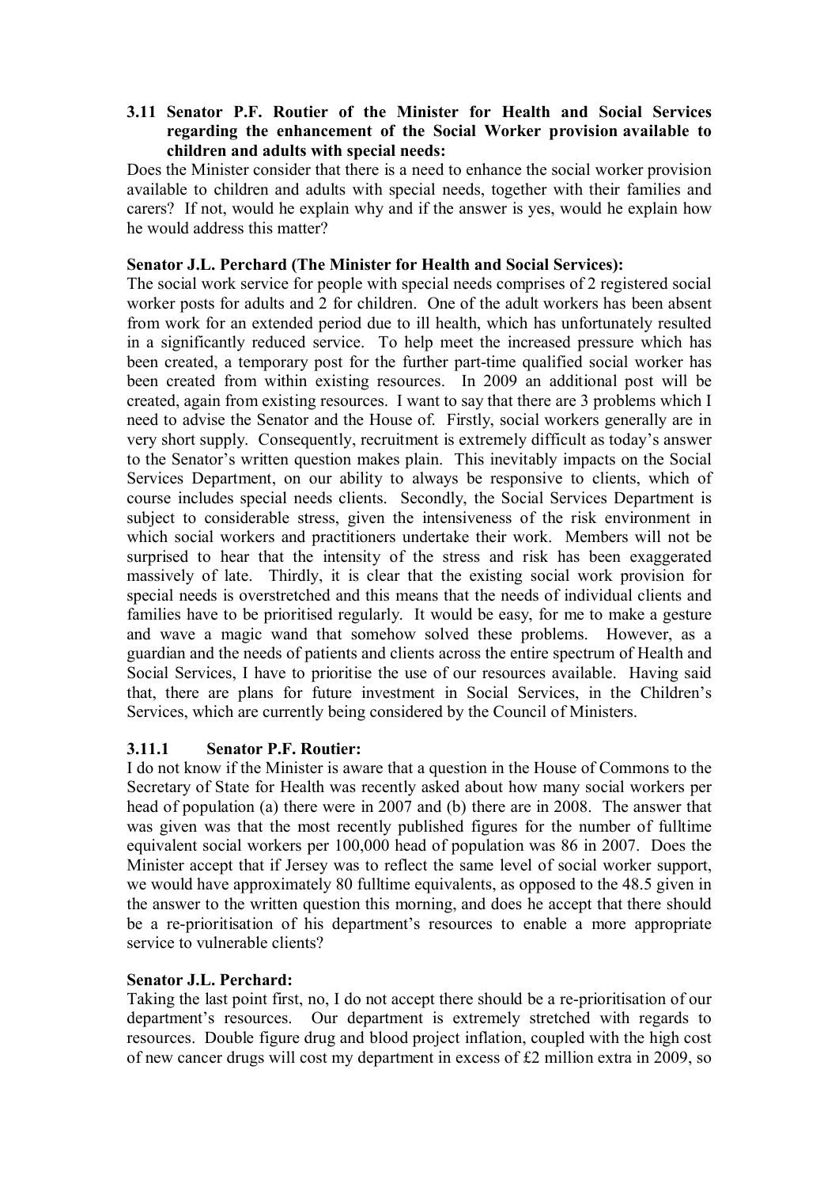### 3.11 Senator P.F. Routier of the Minister for Health and Social Services regarding the enhancement of the Social Worker provision available to children and adults with special needs:

Does the Minister consider that there is a need to enhance the social worker provision available to children and adults with special needs, together with their families and carers? If not, would he explain why and if the answer is yes, would he explain how he would address this matter?

**Senator J.L. Perchard (The Minister for Health and Social Services):**

The social work service for people with special needs comprises of 2 registered social worker posts for adults and 2 for children. One of the adult workers has been absent from work for an extended period due to ill health, which has unfortunately resulted in a significantly reduced service. To help meet the increased pressure which has been created, a temporary post for the further part-time qualified social worker has been created from within existing resources. In 2009 an additional post will be created, again from existing resources. I want to say that there are 3 problems which I need to advise the Senator and the House of. Firstly, social workers generally are in very short supply. Consequently, recruitment is extremely difficult as today's answer to the Senator's written question makes plain. This inevitably impacts on the Social Services Department, on our ability to always be responsive to clients, which of course includes special needs clients. Secondly, the Social Services Department is subject to considerable stress, given the intensiveness of the risk environment in which social workers and practitioners undertake their work. Members will not be surprised to hear that the intensity of the stress and risk has been exaggerated massively of late. Thirdly, it is clear that the existing social work provision for special needs is overstretched and this means that the needs of individual clients and families have to be prioritised regularly. It would be easy, for me to make a gesture and wave a magic wand that somehow solved these problems. However, as a guardian and the needs of patients and clients across the entire spectrum of Health and Social Services, I have to prioritise the use of our resources available. Having said that, there are plans for future investment in Social Services, in the Children's Services, which are currently being considered by the Council of Ministers.

#### 3.11.1 Senator P.F. Routier:

I do not know if the Minister is aware that a question in the House of Commons to the Secretary of State for Health was recently asked about how many social workers per head of population (a) there were in 2007 and (b) there are in 2008. The answer that was given was that the most recently published figures for the number of fulltime equivalent social workers per 100,000 head of population was 86 in 2007. Does the Minister accept that if Jersey was to reflect the same level of social worker support, we would have approximately 80 fulltime equivalents, as opposed to the 48.5 given in the answer to the written question this morning, and does he accept that there should be a re-prioritisation of his department's resources to enable a more appropriate service to vulnerable clients?

**Senator J.L. Perchard:**

Taking the last point first, no, I do not accept there should be a re-prioritisation of our department's resources. Our department is extremely stretched with regards to resources. Double figure drug and blood project inflation, coupled with the high cost of new cancer drugs will cost my department in excess of £2 million extra in 2009, so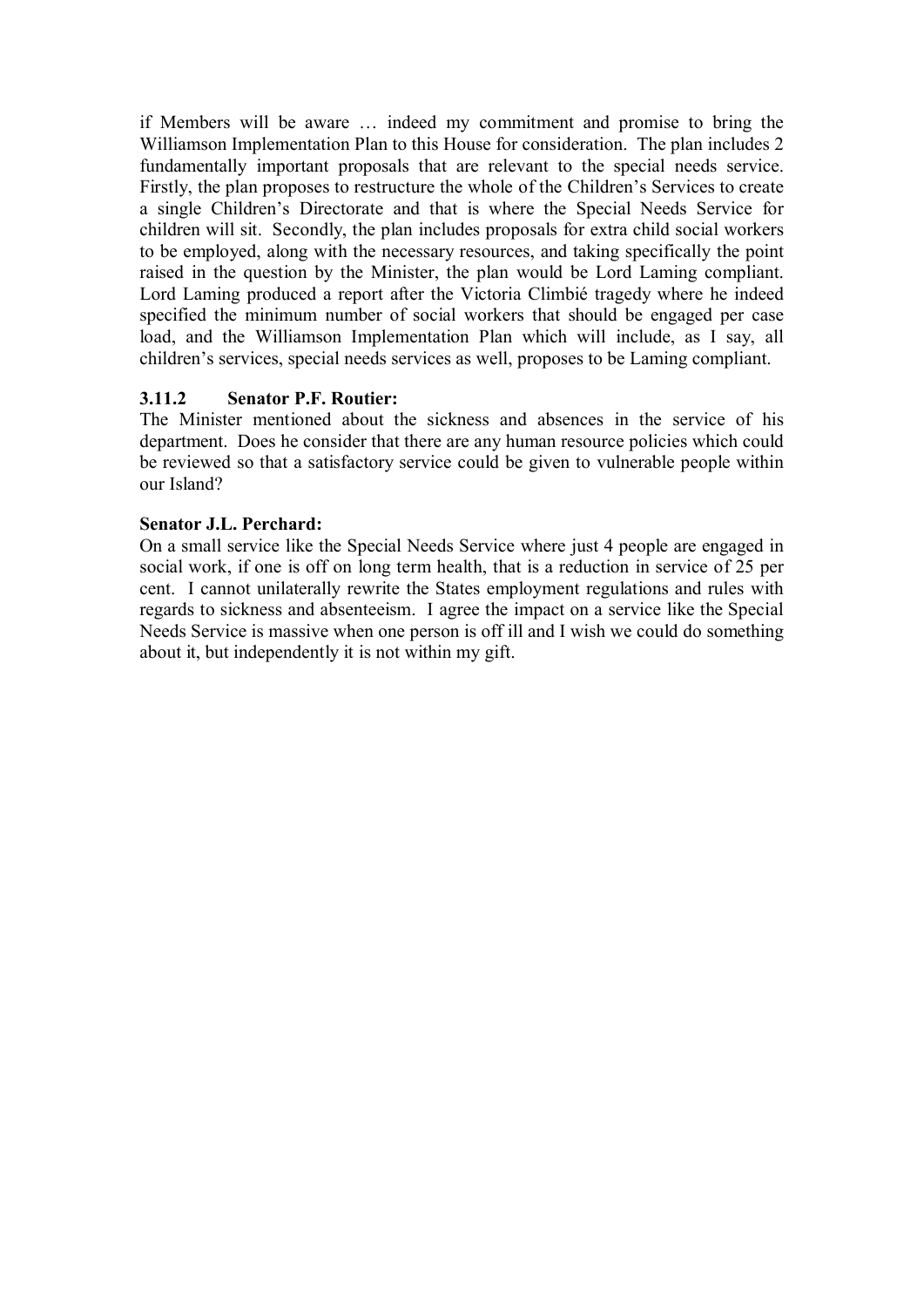if Members will be aware … indeed my commitment and promise to bring the Williamson Implementation Plan to this House for consideration. The plan includes 2 fundamentally important proposals that are relevant to the special needs service. Firstly, the plan proposes to restructure the whole of the Children's Services to create a single Children's Directorate and that is where the Special Needs Service for children will sit. Secondly, the plan includes proposals for extra child social workers to be employed, along with the necessary resources, and taking specifically the point raised in the question by the Minister, the plan would be Lord Laming compliant. Lord Laming produced a report after the Victoria Climbié tragedy where he indeed specified the minimum number of social workers that should be engaged per case load, and the Williamson Implementation Plan which will include, as I say, all children's services, special needs services as well, proposes to be Laming compliant.

### 3.11.2 Senator P.F. Routier:

The Minister mentioned about the sickness and absences in the service of his department. Does he consider that there are any human resource policies which could be reviewed so that a satisfactory service could be given to vulnerable people within our Island?

**Senator J.L. Perchard:**

On a small service like the Special Needs Service where just 4 people are engaged in social work, if one is off on long term health, that is a reduction in service of 25 per cent. I cannot unilaterally rewrite the States employment regulations and rules with regards to sickness and absenteeism. I agree the impact on a service like the Special Needs Service is massive when one person is off ill and I wish we could do something about it, but independently it is not within my gift.